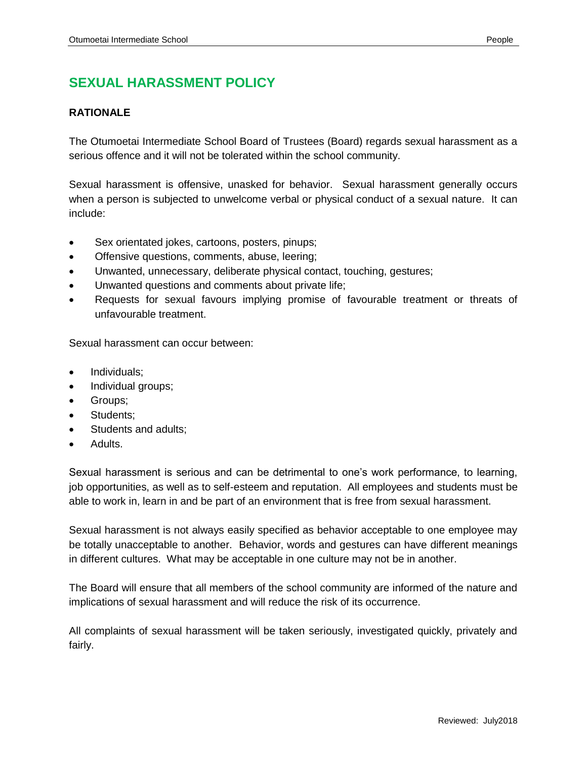# SEXUAL HARASSMENT POLICY

## RATIONALE

The Otumoetai Intermediate School Board of Trustees (Board) regards sexual harassment as a serious offence and it will not be tolerated within the school community.

Sexual harassment is offensive, unasked for behavior. Sexual harassment generally occurs when a person is subjected to unwelcome verbal or physical conduct of a sexual nature. It can include:

- Sex orientated jokes, cartoons, posters, pinups;
- Offensive questions, comments, abuse, leering;
- Unwanted, unnecessary, deliberate physical contact, touching, gestures;
- Unwanted questions and comments about private life;
- Requests for sexual favours implying promise of favourable treatment or threats of unfavourable treatment.

Sexual harassment can occur between:

- Individuals;
- Individual groups;
- Groups;
- Students;
- Students and adults;
- Adults.

Sexual harassment is serious and can be detrimental to one's work performance, to learning, job opportunities, as well as to self-esteem and reputation. All employees and students must be able to work in, learn in and be part of an environment that is free from sexual harassment.

Sexual harassment is not always easily specified as behavior acceptable to one employee may be totally unacceptable to another. Behavior, words and gestures can have different meanings in different cultures. What may be acceptable in one culture may not be in another.

The Board will ensure that all members of the school community are informed of the nature and implications of sexual harassment and will reduce the risk of its occurrence.

All complaints of sexual harassment will be taken seriously, investigated quickly, privately and fairly.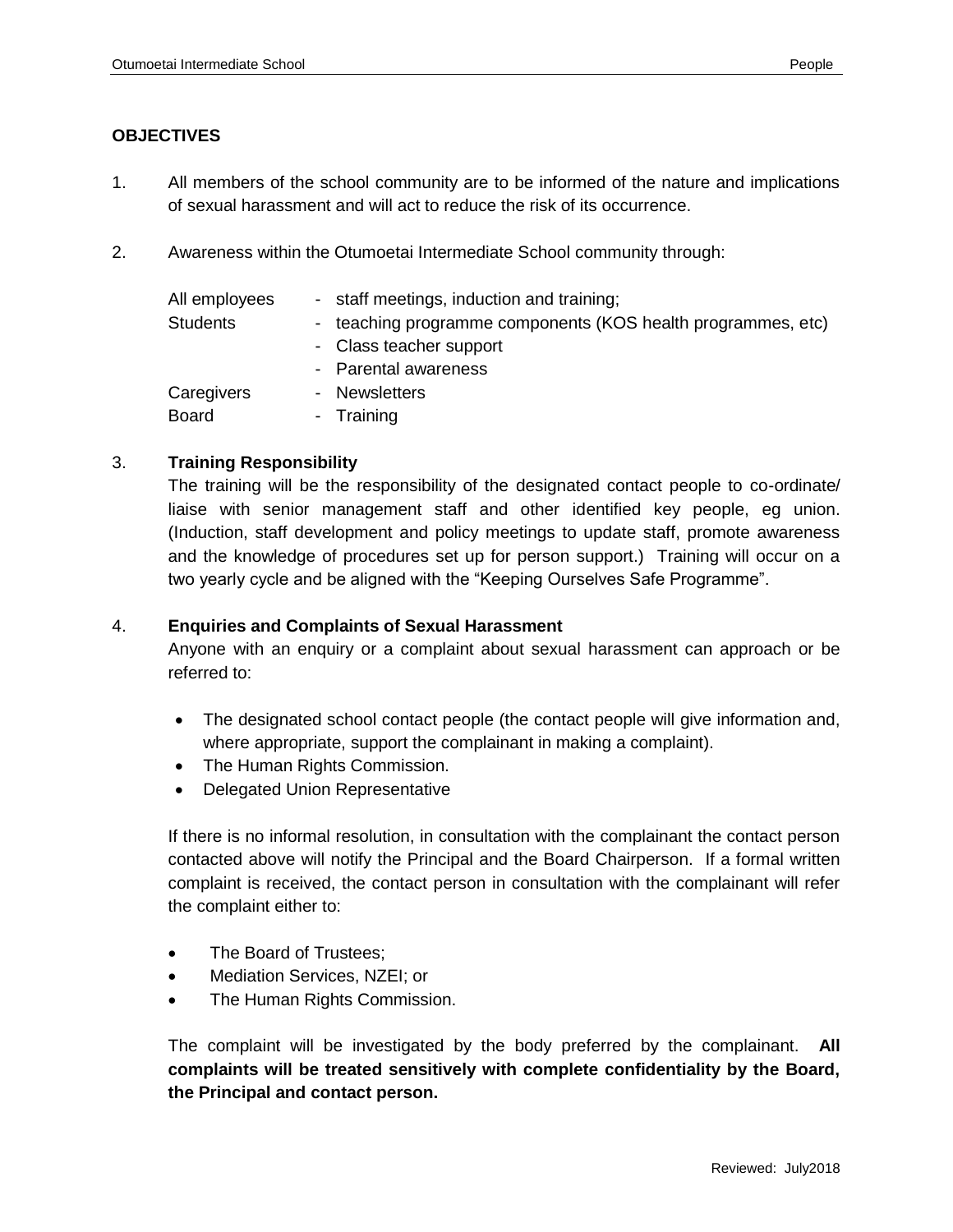**OBJECTIVES**

1. All members of the school community are to be informed of the nature and implications of sexual harassment and will act to reduce the risk of its occurrence.

2. Awareness within the Otumoetai Intermediate School community through:

| | |
|---|---|
| All employees | - staff meetings, induction and training; |
| Students | - teaching programme components (KOS health programmes, etc) |
| | - Class teacher support |
| | - Parental awareness |
| Caregivers | - Newsletters |
| Board | - Training |

3. **Training Responsibility**
   The training will be the responsibility of the designated contact people to co-ordinate/ liaise with senior management staff and other identified key people, eg union. (Induction, staff development and policy meetings to update staff, promote awareness and the knowledge of procedures set up for person support.) Training will occur on a two yearly cycle and be aligned with the "Keeping Ourselves Safe Programme".

4. **Enquiries and Complaints of Sexual Harassment**
   Anyone with an enquiry or a complaint about sexual harassment can approach or be referred to:

   - The designated school contact people (the contact people will give information and, where appropriate, support the complainant in making a complaint).
   - The Human Rights Commission.
   - Delegated Union Representative

   If there is no informal resolution, in consultation with the complainant the contact person contacted above will notify the Principal and the Board Chairperson. If a formal written complaint is received, the contact person in consultation with the complainant will refer the complaint either to:

   - The Board of Trustees;
   - Mediation Services, NZEI; or
   - The Human Rights Commission.

   The complaint will be investigated by the body preferred by the complainant. **All complaints will be treated sensitively with complete confidentiality by the Board, the Principal and contact person.**

Reviewed: July2018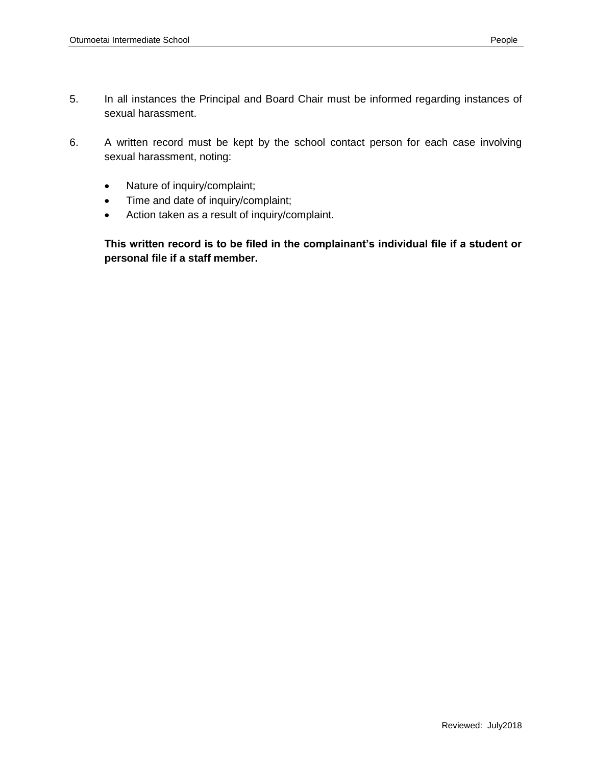5. In all instances the Principal and Board Chair must be informed regarding instances of sexual harassment.

6. A written record must be kept by the school contact person for each case involving sexual harassment, noting:

   - Nature of inquiry/complaint;
   - Time and date of inquiry/complaint;
   - Action taken as a result of inquiry/complaint.

   **This written record is to be filed in the complainant's individual file if a student or personal file if a staff member.**

Reviewed: July2018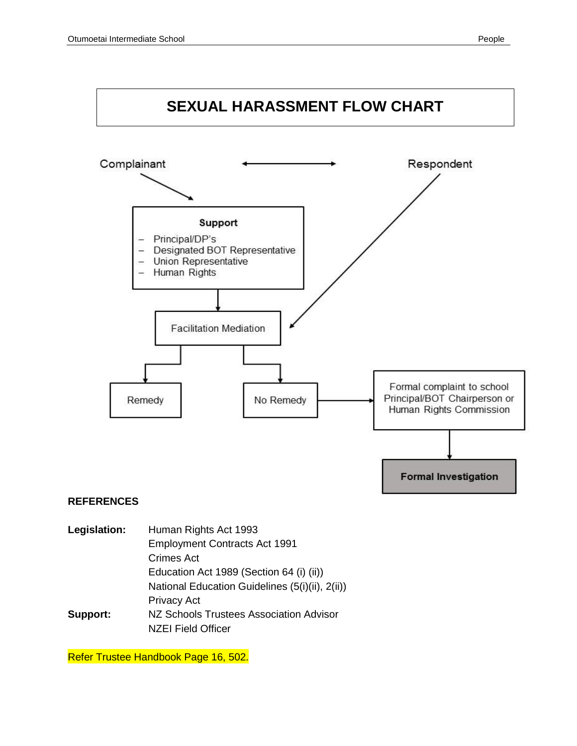# SEXUAL HARASSMENT FLOW CHART

Complainant

Respondent

**Support**

- Principal/DP's
- Designated BOT Representative
- Union Representative
- Human Rights

Facilitation Mediation

Remedy

No Remedy

Formal complaint to school Principal/BOT Chairperson or Human Rights Commission

**Formal Investigation**

## REFERENCES

**Legislation:** Human Rights Act 1993
Employment Contracts Act 1991
Crimes Act
Education Act 1989 (Section 64 (i) (ii))
National Education Guidelines (5(i)(ii), 2(ii))
Privacy Act

**Support:** NZ Schools Trustees Association Advisor
NZEI Field Officer

Refer Trustee Handbook Page 16, 502.